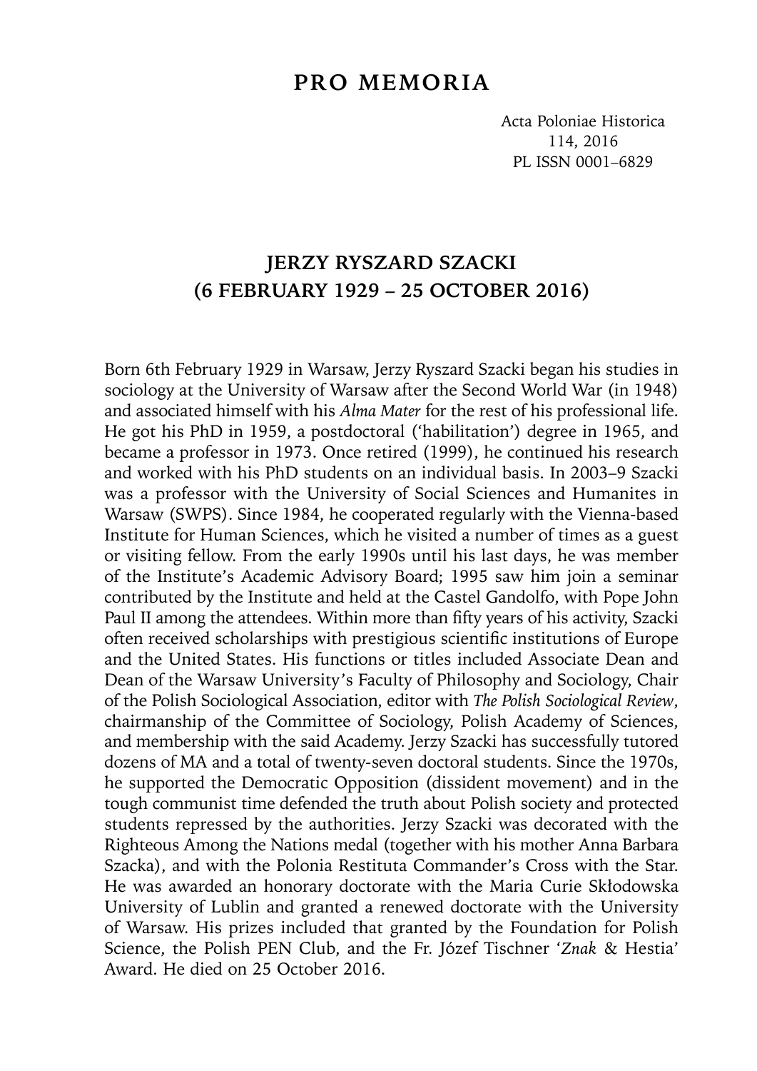# PRO MEMORIA

## JERZY RYSZARD SZACKI
## (6 FEBRUARY 1929 – 25 OCTOBER 2016)

Born 6th February 1929 in Warsaw, Jerzy Ryszard Szacki began his studies in sociology at the University of Warsaw after the Second World War (in 1948) and associated himself with his *Alma Mater* for the rest of his professional life. He got his PhD in 1959, a postdoctoral ('habilitation') degree in 1965, and became a professor in 1973. Once retired (1999), he continued his research and worked with his PhD students on an individual basis. In 2003–9 Szacki was a professor with the University of Social Sciences and Humanites in Warsaw (SWPS). Since 1984, he cooperated regularly with the Vienna-based Institute for Human Sciences, which he visited a number of times as a guest or visiting fellow. From the early 1990s until his last days, he was member of the Institute's Academic Advisory Board; 1995 saw him join a seminar contributed by the Institute and held at the Castel Gandolfo, with Pope John Paul II among the attendees. Within more than fifty years of his activity, Szacki often received scholarships with prestigious scientific institutions of Europe and the United States. His functions or titles included Associate Dean and Dean of the Warsaw University's Faculty of Philosophy and Sociology, Chair of the Polish Sociological Association, editor with *The Polish Sociological Review*, chairmanship of the Committee of Sociology, Polish Academy of Sciences, and membership with the said Academy. Jerzy Szacki has successfully tutored dozens of MA and a total of twenty-seven doctoral students. Since the 1970s, he supported the Democratic Opposition (dissident movement) and in the tough communist time defended the truth about Polish society and protected students repressed by the authorities. Jerzy Szacki was decorated with the Righteous Among the Nations medal (together with his mother Anna Barbara Szacka), and with the Polonia Restituta Commander's Cross with the Star. He was awarded an honorary doctorate with the Maria Curie Skłodowska University of Lublin and granted a renewed doctorate with the University of Warsaw. His prizes included that granted by the Foundation for Polish Science, the Polish PEN Club, and the Fr. Józef Tischner '*Znak* & Hestia' Award. He died on 25 October 2016.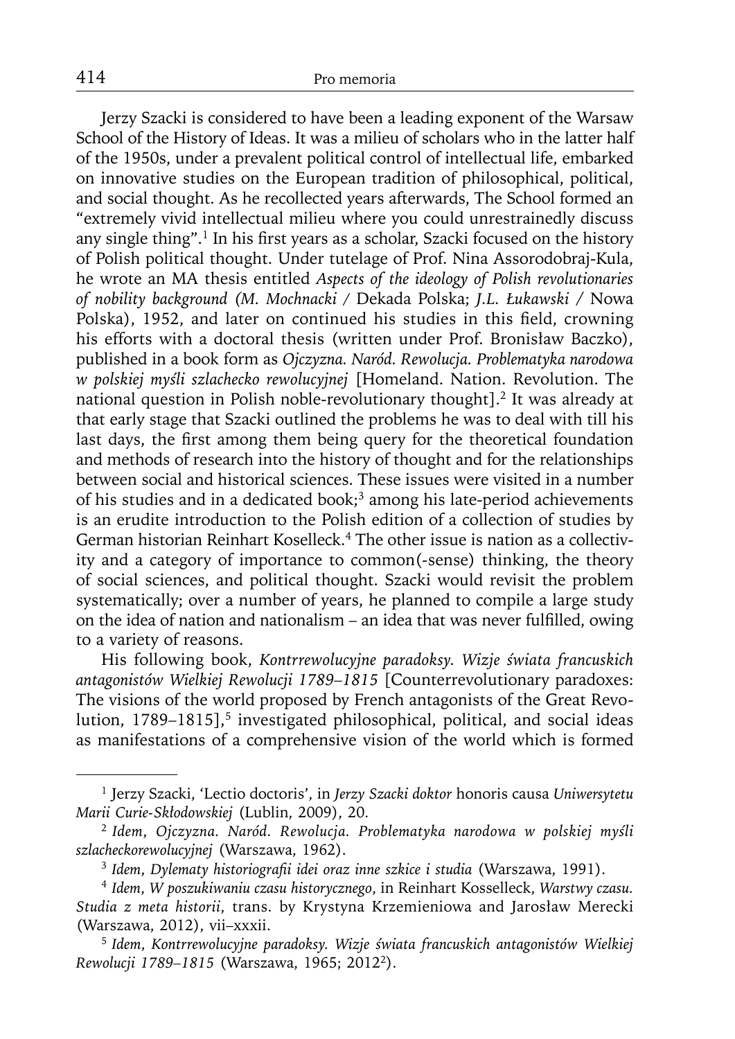Jerzy Szacki is considered to have been a leading exponent of the Warsaw School of the History of Ideas. It was a milieu of scholars who in the latter half of the 1950s, under a prevalent political control of intellectual life, embarked on innovative studies on the European tradition of philosophical, political, and social thought. As he recollected years afterwards, The School formed an "extremely vivid intellectual milieu where you could unrestrainedly discuss any single thing".[1] In his first years as a scholar, Szacki focused on the history of Polish political thought. Under tutelage of Prof. Nina Assorodobraj-Kula, he wrote an MA thesis entitled *Aspects of the ideology of Polish revolutionaries of nobility background (M. Mochnacki /* Dekada Polska; *J.L. Łukawski /* Nowa Polska), 1952, and later on continued his studies in this field, crowning his efforts with a doctoral thesis (written under Prof. Bronisław Baczko), published in a book form as *Ojczyzna. Naród. Rewolucja. Problematyka narodowa w polskiej myśli szlachecko rewolucyjnej* [Homeland. Nation. Revolution. The national question in Polish noble-revolutionary thought].[2] It was already at that early stage that Szacki outlined the problems he was to deal with till his last days, the first among them being query for the theoretical foundation and methods of research into the history of thought and for the relationships between social and historical sciences. These issues were visited in a number of his studies and in a dedicated book;[3] among his late-period achievements is an erudite introduction to the Polish edition of a collection of studies by German historian Reinhart Koselleck.[4] The other issue is nation as a collectivity and a category of importance to common(-sense) thinking, the theory of social sciences, and political thought. Szacki would revisit the problem systematically; over a number of years, he planned to compile a large study on the idea of nation and nationalism – an idea that was never fulfilled, owing to a variety of reasons.

His following book, *Kontrrewolucyjne paradoksy. Wizje świata francuskich antagonistów Wielkiej Rewolucji 1789–1815* [Counterrevolutionary paradoxes: The visions of the world proposed by French antagonists of the Great Revolution, 1789–1815],[5] investigated philosophical, political, and social ideas as manifestations of a comprehensive vision of the world which is formed

---

[1] Jerzy Szacki, 'Lectio doctoris', in *Jerzy Szacki doktor* honoris causa *Uniwersytetu Marii Curie-Skłodowskiej* (Lublin, 2009), 20.

[2] *Idem*, *Ojczyzna. Naród. Rewolucja. Problematyka narodowa w polskiej myśli szlacheckorewolucyjnej* (Warszawa, 1962).

[3] *Idem*, *Dylematy historiografii idei oraz inne szkice i studia* (Warszawa, 1991).

[4] *Idem*, *W poszukiwaniu czasu historycznego*, in Reinhart Kosselleck, *Warstwy czasu. Studia z meta historii*, trans. by Krystyna Krzemieniowa and Jarosław Merecki (Warszawa, 2012), vii–xxxii.

[5] *Idem*, *Kontrrewolucyjne paradoksy. Wizje świata francuskich antagonistów Wielkiej Rewolucji 1789–1815* (Warszawa, 1965; 2012²).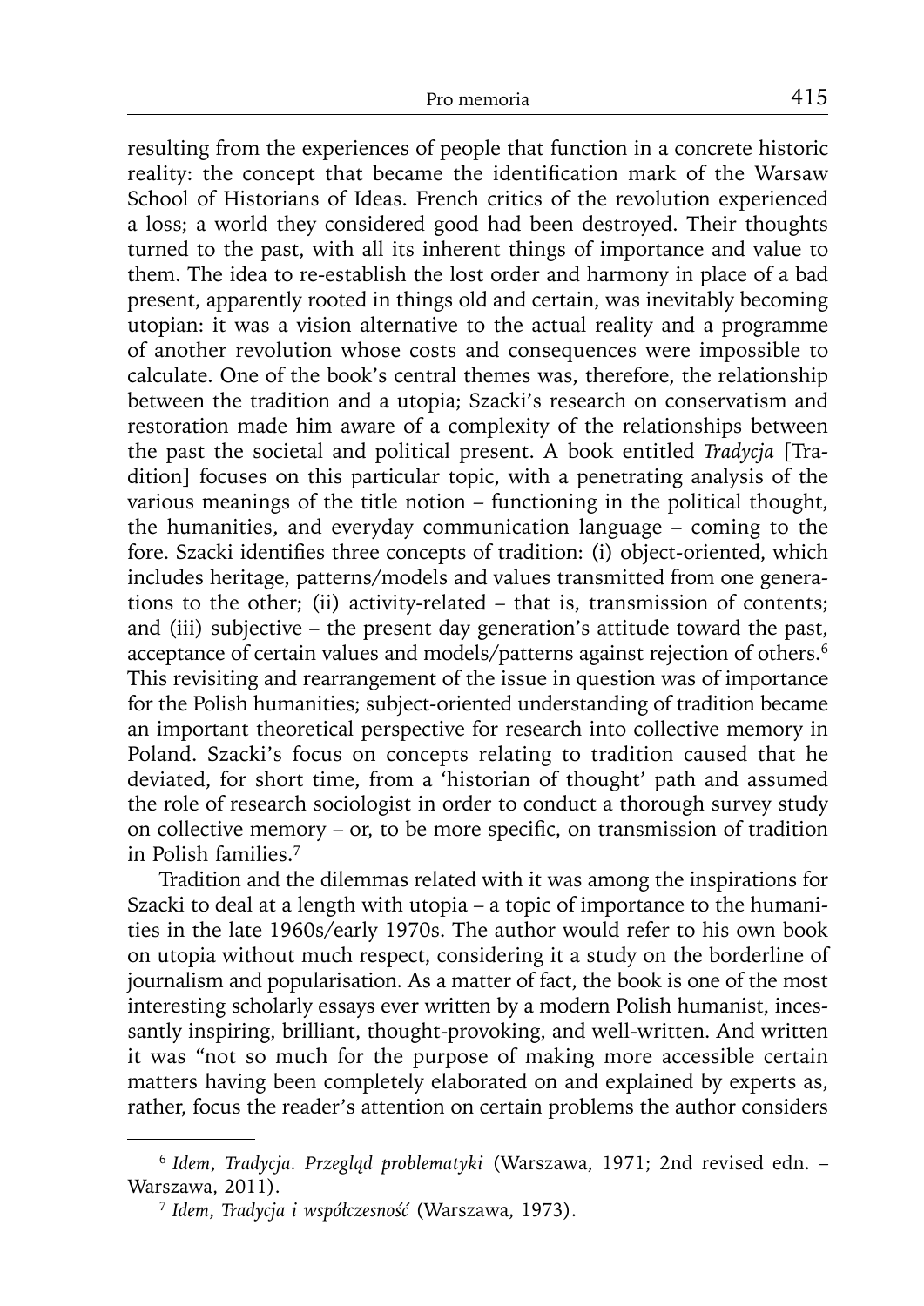resulting from the experiences of people that function in a concrete historic reality: the concept that became the identification mark of the Warsaw School of Historians of Ideas. French critics of the revolution experienced a loss; a world they considered good had been destroyed. Their thoughts turned to the past, with all its inherent things of importance and value to them. The idea to re-establish the lost order and harmony in place of a bad present, apparently rooted in things old and certain, was inevitably becoming utopian: it was a vision alternative to the actual reality and a programme of another revolution whose costs and consequences were impossible to calculate. One of the book's central themes was, therefore, the relationship between the tradition and a utopia; Szacki's research on conservatism and restoration made him aware of a complexity of the relationships between the past the societal and political present. A book entitled *Tradycja* [Tradition] focuses on this particular topic, with a penetrating analysis of the various meanings of the title notion – functioning in the political thought, the humanities, and everyday communication language – coming to the fore. Szacki identifies three concepts of tradition: (i) object-oriented, which includes heritage, patterns/models and values transmitted from one generations to the other; (ii) activity-related – that is, transmission of contents; and (iii) subjective – the present day generation's attitude toward the past, acceptance of certain values and models/patterns against rejection of others.[6] This revisiting and rearrangement of the issue in question was of importance for the Polish humanities; subject-oriented understanding of tradition became an important theoretical perspective for research into collective memory in Poland. Szacki's focus on concepts relating to tradition caused that he deviated, for short time, from a 'historian of thought' path and assumed the role of research sociologist in order to conduct a thorough survey study on collective memory – or, to be more specific, on transmission of tradition in Polish families.[7]

Tradition and the dilemmas related with it was among the inspirations for Szacki to deal at a length with utopia – a topic of importance to the humanities in the late 1960s/early 1970s. The author would refer to his own book on utopia without much respect, considering it a study on the borderline of journalism and popularisation. As a matter of fact, the book is one of the most interesting scholarly essays ever written by a modern Polish humanist, incessantly inspiring, brilliant, thought-provoking, and well-written. And written it was "not so much for the purpose of making more accessible certain matters having been completely elaborated on and explained by experts as, rather, focus the reader's attention on certain problems the author considers

---

[6] *Idem*, *Tradycja. Przegląd problematyki* (Warszawa, 1971; 2nd revised edn. – Warszawa, 2011).

[7] *Idem*, *Tradycja i współczesność* (Warszawa, 1973).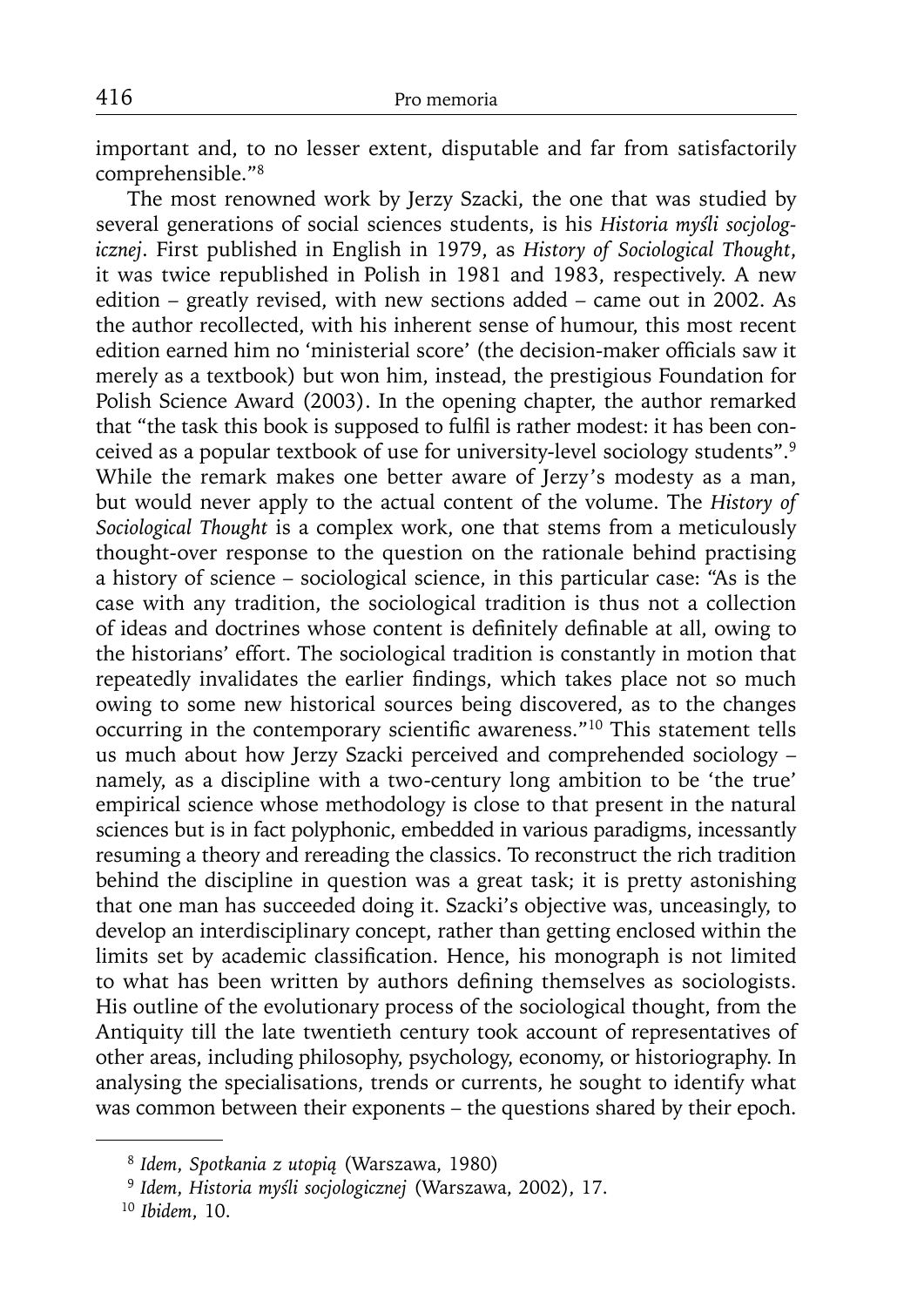important and, to no lesser extent, disputable and far from satisfactorily comprehensible."[8]

The most renowned work by Jerzy Szacki, the one that was studied by several generations of social sciences students, is his *Historia myśli socjologicznej*. First published in English in 1979, as *History of Sociological Thought*, it was twice republished in Polish in 1981 and 1983, respectively. A new edition – greatly revised, with new sections added – came out in 2002. As the author recollected, with his inherent sense of humour, this most recent edition earned him no 'ministerial score' (the decision-maker officials saw it merely as a textbook) but won him, instead, the prestigious Foundation for Polish Science Award (2003). In the opening chapter, the author remarked that "the task this book is supposed to fulfil is rather modest: it has been conceived as a popular textbook of use for university-level sociology students".[9] While the remark makes one better aware of Jerzy's modesty as a man, but would never apply to the actual content of the volume. The *History of Sociological Thought* is a complex work, one that stems from a meticulously thought-over response to the question on the rationale behind practising a history of science – sociological science, in this particular case: "As is the case with any tradition, the sociological tradition is thus not a collection of ideas and doctrines whose content is definitely definable at all, owing to the historians' effort. The sociological tradition is constantly in motion that repeatedly invalidates the earlier findings, which takes place not so much owing to some new historical sources being discovered, as to the changes occurring in the contemporary scientific awareness."[10] This statement tells us much about how Jerzy Szacki perceived and comprehended sociology – namely, as a discipline with a two-century long ambition to be 'the true' empirical science whose methodology is close to that present in the natural sciences but is in fact polyphonic, embedded in various paradigms, incessantly resuming a theory and rereading the classics. To reconstruct the rich tradition behind the discipline in question was a great task; it is pretty astonishing that one man has succeeded doing it. Szacki's objective was, unceasingly, to develop an interdisciplinary concept, rather than getting enclosed within the limits set by academic classification. Hence, his monograph is not limited to what has been written by authors defining themselves as sociologists. His outline of the evolutionary process of the sociological thought, from the Antiquity till the late twentieth century took account of representatives of other areas, including philosophy, psychology, economy, or historiography. In analysing the specialisations, trends or currents, he sought to identify what was common between their exponents – the questions shared by their epoch.

---

[8] *Idem*, *Spotkania z utopią* (Warszawa, 1980)

[9] *Idem*, *Historia myśli socjologicznej* (Warszawa, 2002), 17.

[10] *Ibidem*, 10.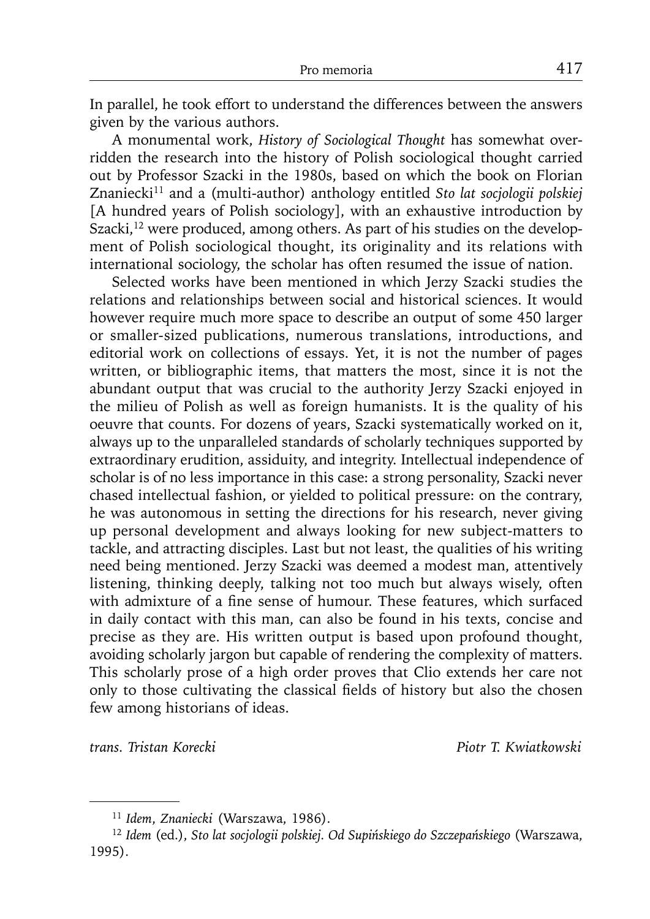In parallel, he took effort to understand the differences between the answers given by the various authors.

A monumental work, *History of Sociological Thought* has somewhat overridden the research into the history of Polish sociological thought carried out by Professor Szacki in the 1980s, based on which the book on Florian Znaniecki[11] and a (multi-author) anthology entitled *Sto lat socjologii polskiej* [A hundred years of Polish sociology], with an exhaustive introduction by Szacki,[12] were produced, among others. As part of his studies on the development of Polish sociological thought, its originality and its relations with international sociology, the scholar has often resumed the issue of nation.

Selected works have been mentioned in which Jerzy Szacki studies the relations and relationships between social and historical sciences. It would however require much more space to describe an output of some 450 larger or smaller-sized publications, numerous translations, introductions, and editorial work on collections of essays. Yet, it is not the number of pages written, or bibliographic items, that matters the most, since it is not the abundant output that was crucial to the authority Jerzy Szacki enjoyed in the milieu of Polish as well as foreign humanists. It is the quality of his oeuvre that counts. For dozens of years, Szacki systematically worked on it, always up to the unparalleled standards of scholarly techniques supported by extraordinary erudition, assiduity, and integrity. Intellectual independence of scholar is of no less importance in this case: a strong personality, Szacki never chased intellectual fashion, or yielded to political pressure: on the contrary, he was autonomous in setting the directions for his research, never giving up personal development and always looking for new subject-matters to tackle, and attracting disciples. Last but not least, the qualities of his writing need being mentioned. Jerzy Szacki was deemed a modest man, attentively listening, thinking deeply, talking not too much but always wisely, often with admixture of a fine sense of humour. These features, which surfaced in daily contact with this man, can also be found in his texts, concise and precise as they are. His written output is based upon profound thought, avoiding scholarly jargon but capable of rendering the complexity of matters. This scholarly prose of a high order proves that Clio extends her care not only to those cultivating the classical fields of history but also the chosen few among historians of ideas.

*trans. Tristan Korecki* *Piotr T. Kwiatkowski*

---

[11] *Idem*, *Znaniecki* (Warszawa, 1986).

[12] *Idem* (ed.), *Sto lat socjologii polskiej. Od Supińskiego do Szczepańskiego* (Warszawa, 1995).